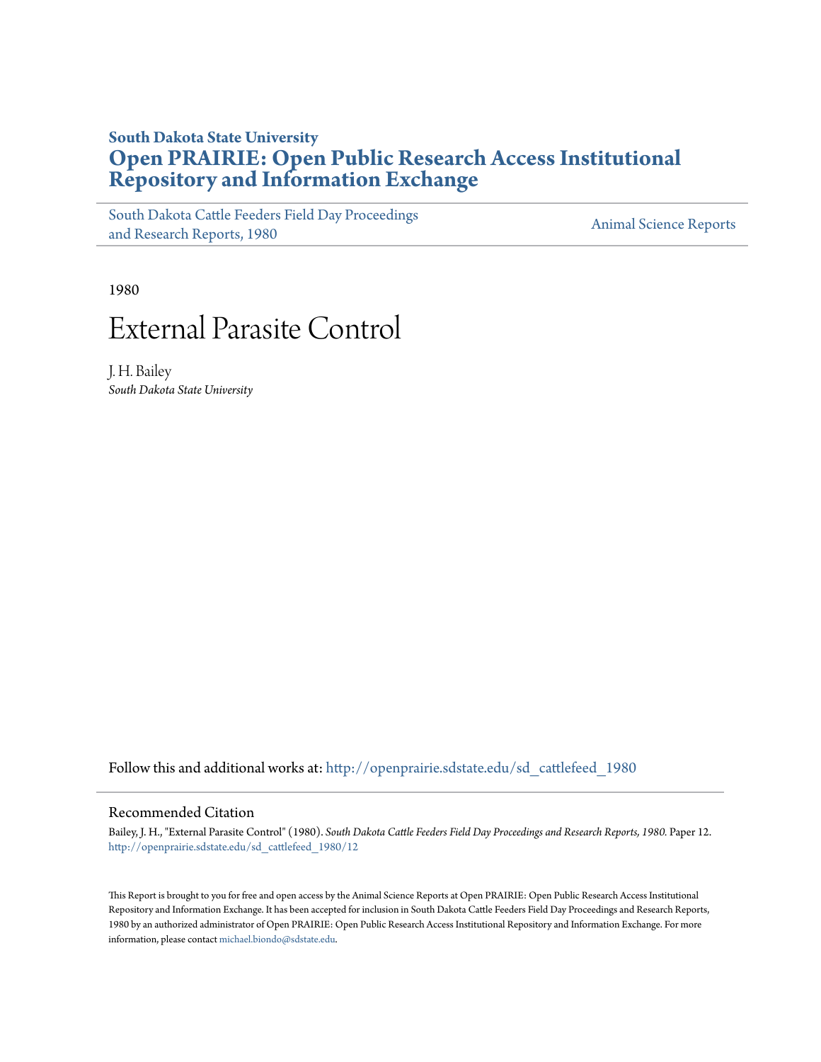**South Dakota State University**

# Open PRAIRIE: Open Public Research Access Institutional Repository and Information Exchange

South Dakota Cattle Feeders Field Day Proceedings and Research Reports, 1980

Animal Science Reports

1980

# External Parasite Control

J. H. Bailey

*South Dakota State University*

Follow this and additional works at: http://openprairie.sdstate.edu/sd_cattlefeed_1980

## Recommended Citation

Bailey, J. H., "External Parasite Control" (1980). *South Dakota Cattle Feeders Field Day Proceedings and Research Reports, 1980.* Paper 12.
http://openprairie.sdstate.edu/sd_cattlefeed_1980/12

This Report is brought to you for free and open access by the Animal Science Reports at Open PRAIRIE: Open Public Research Access Institutional Repository and Information Exchange. It has been accepted for inclusion in South Dakota Cattle Feeders Field Day Proceedings and Research Reports, 1980 by an authorized administrator of Open PRAIRIE: Open Public Research Access Institutional Repository and Information Exchange. For more information, please contact michael.biondo@sdstate.edu.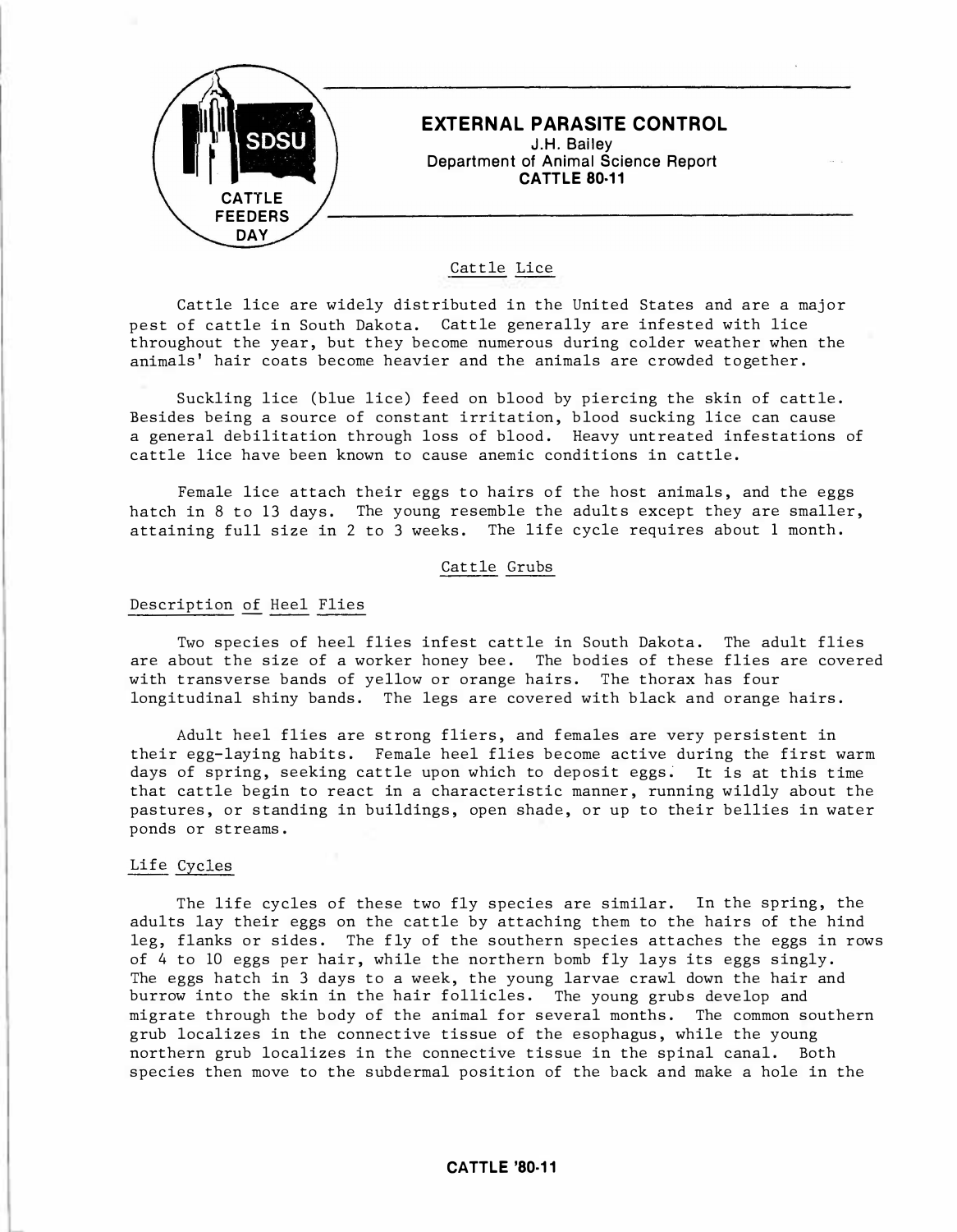# EXTERNAL PARASITE CONTROL

J.H. Bailey
Department of Animal Science Report
**CATTLE 80-11**

## Cattle Lice

Cattle lice are widely distributed in the United States and are a major pest of cattle in South Dakota. Cattle generally are infested with lice throughout the year, but they become numerous during colder weather when the animals' hair coats become heavier and the animals are crowded together.

Suckling lice (blue lice) feed on blood by piercing the skin of cattle. Besides being a source of constant irritation, blood sucking lice can cause a general debilitation through loss of blood. Heavy untreated infestations of cattle lice have been known to cause anemic conditions in cattle.

Female lice attach their eggs to hairs of the host animals, and the eggs hatch in 8 to 13 days. The young resemble the adults except they are smaller, attaining full size in 2 to 3 weeks. The life cycle requires about 1 month.

## Cattle Grubs

### Description of Heel Flies

Two species of heel flies infest cattle in South Dakota. The adult flies are about the size of a worker honey bee. The bodies of these flies are covered with transverse bands of yellow or orange hairs. The thorax has four longitudinal shiny bands. The legs are covered with black and orange hairs.

Adult heel flies are strong fliers, and females are very persistent in their egg-laying habits. Female heel flies become active during the first warm days of spring, seeking cattle upon which to deposit eggs. It is at this time that cattle begin to react in a characteristic manner, running wildly about the pastures, or standing in buildings, open shade, or up to their bellies in water ponds or streams.

### Life Cycles

The life cycles of these two fly species are similar. In the spring, the adults lay their eggs on the cattle by attaching them to the hairs of the hind leg, flanks or sides. The fly of the southern species attaches the eggs in rows of 4 to 10 eggs per hair, while the northern bomb fly lays its eggs singly. The eggs hatch in 3 days to a week, the young larvae crawl down the hair and burrow into the skin in the hair follicles. The young grubs develop and migrate through the body of the animal for several months. The common southern grub localizes in the connective tissue of the esophagus, while the young northern grub localizes in the connective tissue in the spinal canal. Both species then move to the subdermal position of the back and make a hole in the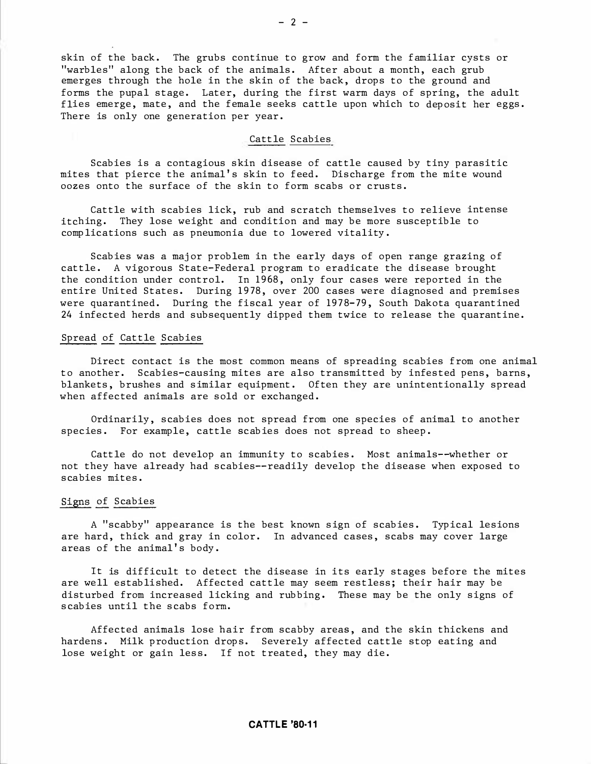skin of the back. The grubs continue to grow and form the familiar cysts or "warbles" along the back of the animals. After about a month, each grub emerges through the hole in the skin of the back, drops to the ground and forms the pupal stage. Later, during the first warm days of spring, the adult flies emerge, mate, and the female seeks cattle upon which to deposit her eggs. There is only one generation per year.

## Cattle Scabies

Scabies is a contagious skin disease of cattle caused by tiny parasitic mites that pierce the animal's skin to feed. Discharge from the mite wound oozes onto the surface of the skin to form scabs or crusts.

Cattle with scabies lick, rub and scratch themselves to relieve intense itching. They lose weight and condition and may be more susceptible to complications such as pneumonia due to lowered vitality.

Scabies was a major problem in the early days of open range grazing of cattle. A vigorous State-Federal program to eradicate the disease brought the condition under control. In 1968, only four cases were reported in the entire United States. During 1978, over 200 cases were diagnosed and premises were quarantined. During the fiscal year of 1978-79, South Dakota quarantined 24 infected herds and subsequently dipped them twice to release the quarantine.

### Spread of Cattle Scabies

Direct contact is the most common means of spreading scabies from one animal to another. Scabies-causing mites are also transmitted by infested pens, barns, blankets, brushes and similar equipment. Often they are unintentionally spread when affected animals are sold or exchanged.

Ordinarily, scabies does not spread from one species of animal to another species. For example, cattle scabies does not spread to sheep.

Cattle do not develop an immunity to scabies. Most animals--whether or not they have already had scabies--readily develop the disease when exposed to scabies mites.

### Signs of Scabies

A "scabby" appearance is the best known sign of scabies. Typical lesions are hard, thick and gray in color. In advanced cases, scabs may cover large areas of the animal's body.

It is difficult to detect the disease in its early stages before the mites are well established. Affected cattle may seem restless; their hair may be disturbed from increased licking and rubbing. These may be the only signs of scabies until the scabs form.

Affected animals lose hair from scabby areas, and the skin thickens and hardens. Milk production drops. Severely affected cattle stop eating and lose weight or gain less. If not treated, they may die.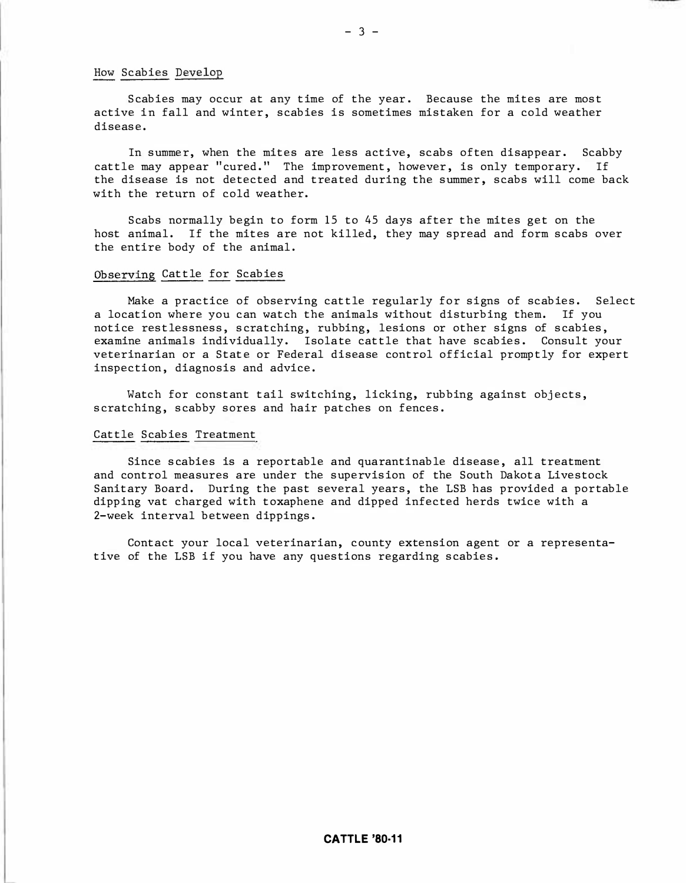## How Scabies Develop

Scabies may occur at any time of the year. Because the mites are most active in fall and winter, scabies is sometimes mistaken for a cold weather disease.

In summer, when the mites are less active, scabs often disappear. Scabby cattle may appear "cured." The improvement, however, is only temporary. If the disease is not detected and treated during the summer, scabs will come back with the return of cold weather.

Scabs normally begin to form 15 to 45 days after the mites get on the host animal. If the mites are not killed, they may spread and form scabs over the entire body of the animal.

## Observing Cattle for Scabies

Make a practice of observing cattle regularly for signs of scabies. Select a location where you can watch the animals without disturbing them. If you notice restlessness, scratching, rubbing, lesions or other signs of scabies, examine animals individually. Isolate cattle that have scabies. Consult your veterinarian or a State or Federal disease control official promptly for expert inspection, diagnosis and advice.

Watch for constant tail switching, licking, rubbing against objects, scratching, scabby sores and hair patches on fences.

## Cattle Scabies Treatment

Since scabies is a reportable and quarantinable disease, all treatment and control measures are under the supervision of the South Dakota Livestock Sanitary Board. During the past several years, the LSB has provided a portable dipping vat charged with toxaphene and dipped infected herds twice with a 2-week interval between dippings.

Contact your local veterinarian, county extension agent or a representative of the LSB if you have any questions regarding scabies.

**CATTLE '80-11**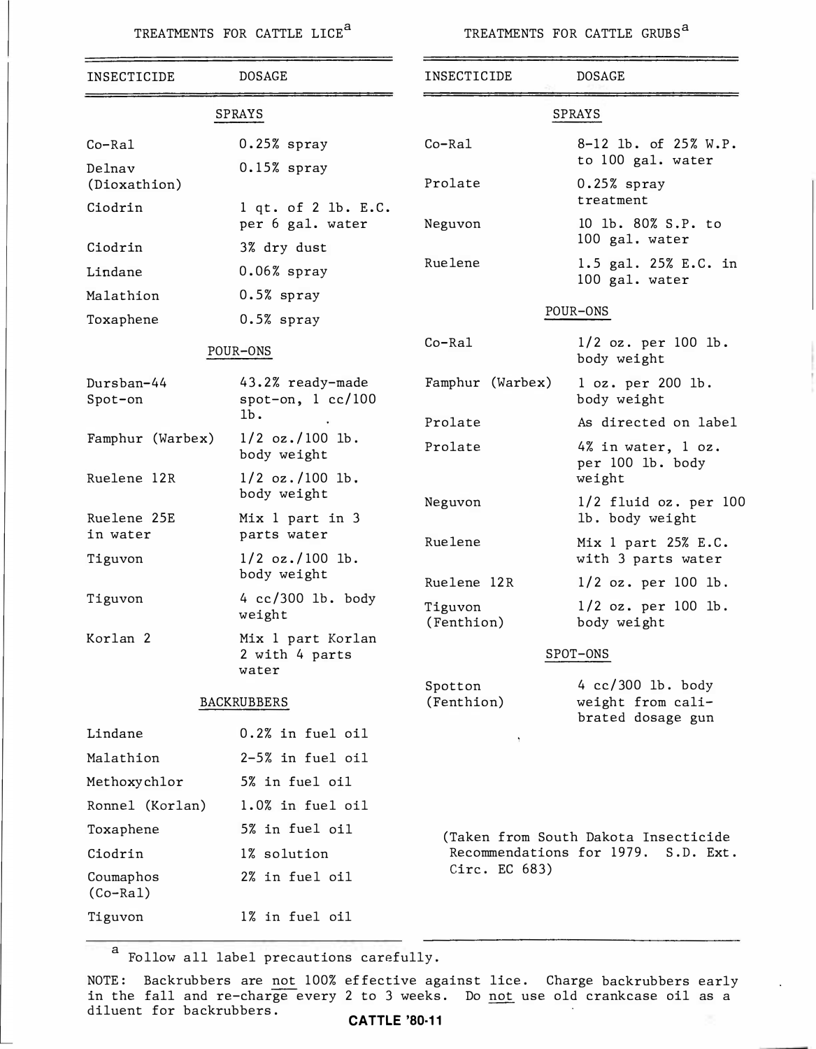## TREATMENTS FOR CATTLE LICE[a]

| INSECTICIDE | DOSAGE |
|---|---|
| **SPRAYS** | |
| Co-Ral | 0.25% spray |
| Delnav (Dioxathion) | 0.15% spray |
| Ciodrin | 1 qt. of 2 lb. E.C. per 6 gal. water |
| Ciodrin | 3% dry dust |
| Lindane | 0.06% spray |
| Malathion | 0.5% spray |
| Toxaphene | 0.5% spray |
| **POUR-ONS** | |
| Dursban-44 Spot-on | 43.2% ready-made spot-on, 1 cc/100 lb. |
| Famphur (Warbex) | 1/2 oz./100 lb. body weight |
| Ruelene 12R | 1/2 oz./100 lb. body weight |
| Ruelene 25E in water | Mix 1 part in 3 parts water |
| Tiguvon | 1/2 oz./100 lb. body weight |
| Tiguvon | 4 cc/300 lb. body weight |
| Korlan 2 | Mix 1 part Korlan 2 with 4 parts water |
| **BACKRUBBERS** | |
| Lindane | 0.2% in fuel oil |
| Malathion | 2-5% in fuel oil |
| Methoxychlor | 5% in fuel oil |
| Ronnel (Korlan) | 1.0% in fuel oil |
| Toxaphene | 5% in fuel oil |
| Ciodrin | 1% solution |
| Coumaphos (Co-Ral) | 2% in fuel oil |
| Tiguvon | 1% in fuel oil |

## TREATMENTS FOR CATTLE GRUBS[a]

| INSECTICIDE | DOSAGE |
|---|---|
| **SPRAYS** | |
| Co-Ral | 8-12 lb. of 25% W.P. to 100 gal. water |
| Prolate | 0.25% spray treatment |
| Neguvon | 10 lb. 80% S.P. to 100 gal. water |
| Ruelene | 1.5 gal. 25% E.C. in 100 gal. water |
| **POUR-ONS** | |
| Co-Ral | 1/2 oz. per 100 lb. body weight |
| Famphur (Warbex) | 1 oz. per 200 lb. body weight |
| Prolate | As directed on label |
| Prolate | 4% in water, 1 oz. per 100 lb. body weight |
| Neguvon | 1/2 fluid oz. per 100 lb. body weight |
| Ruelene | Mix 1 part 25% E.C. with 3 parts water |
| Ruelene 12R | 1/2 oz. per 100 lb. |
| Tiguvon (Fenthion) | 1/2 oz. per 100 lb. body weight |
| **SPOT-ONS** | |
| Spotton (Fenthion) | 4 cc/300 lb. body weight from calibrated dosage gun |

(Taken from South Dakota Insecticide Recommendations for 1979. S.D. Ext. Circ. EC 683)

[a] Follow all label precautions carefully.

NOTE: Backrubbers are not 100% effective against lice. Charge backrubbers early in the fall and re-charge every 2 to 3 weeks. Do not use old crankcase oil as a diluent for backrubbers.